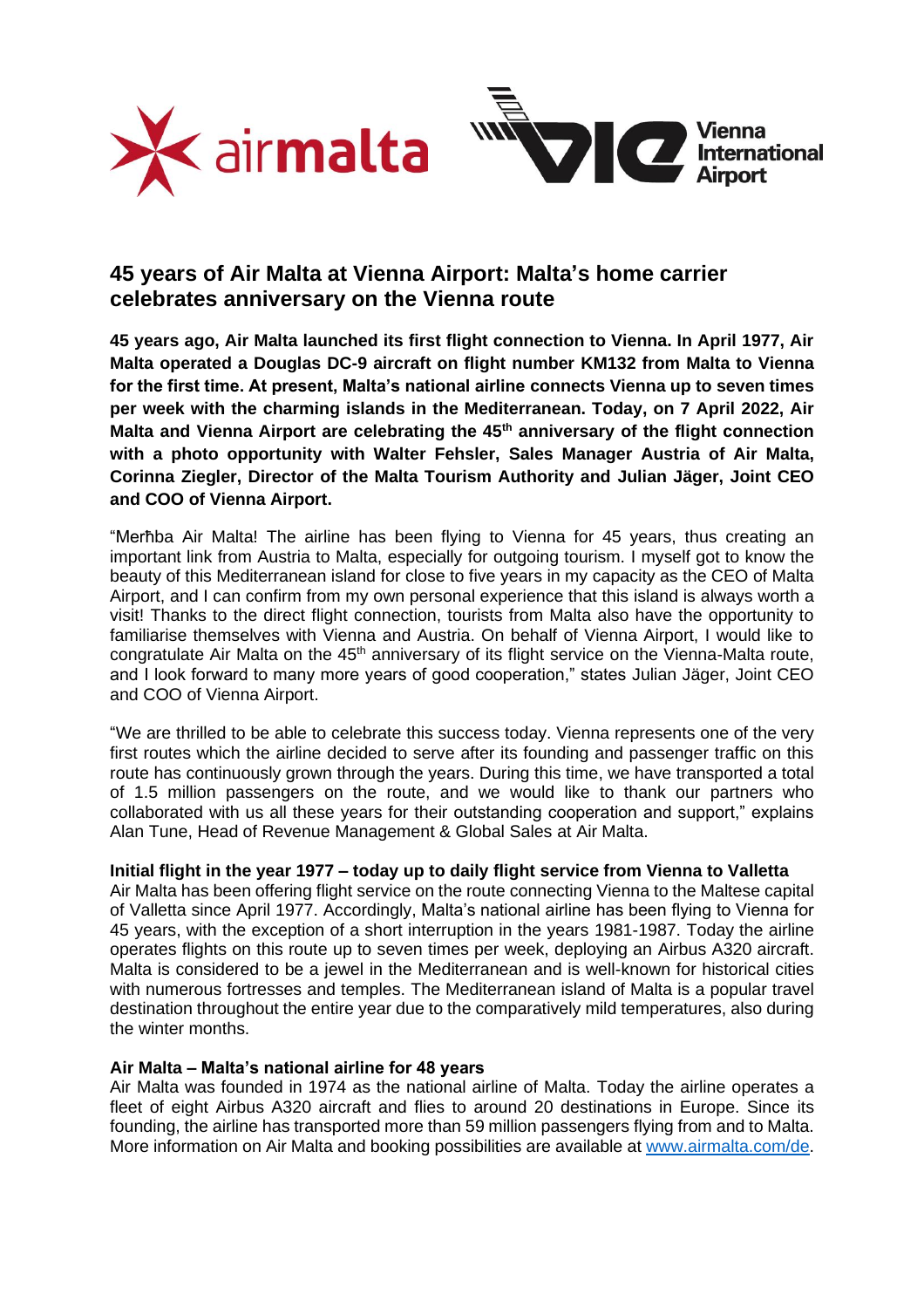# 45 years of Air Malta at Vienna Airport: Malta's home carrier celebrates anniversary on the Vienna route

**45 years ago, Air Malta launched its first flight connection to Vienna. In April 1977, Air Malta operated a Douglas DC-9 aircraft on flight number KM132 from Malta to Vienna for the first time. At present, Malta's national airline connects Vienna up to seven times per week with the charming islands in the Mediterranean. Today, on 7 April 2022, Air Malta and Vienna Airport are celebrating the 45th anniversary of the flight connection with a photo opportunity with Walter Fehsler, Sales Manager Austria of Air Malta, Corinna Ziegler, Director of the Malta Tourism Authority and Julian Jäger, Joint CEO and COO of Vienna Airport.**

"Merħba Air Malta! The airline has been flying to Vienna for 45 years, thus creating an important link from Austria to Malta, especially for outgoing tourism. I myself got to know the beauty of this Mediterranean island for close to five years in my capacity as the CEO of Malta Airport, and I can confirm from my own personal experience that this island is always worth a visit! Thanks to the direct flight connection, tourists from Malta also have the opportunity to familiarise themselves with Vienna and Austria. On behalf of Vienna Airport, I would like to congratulate Air Malta on the 45th anniversary of its flight service on the Vienna-Malta route, and I look forward to many more years of good cooperation," states Julian Jäger, Joint CEO and COO of Vienna Airport.

"We are thrilled to be able to celebrate this success today. Vienna represents one of the very first routes which the airline decided to serve after its founding and passenger traffic on this route has continuously grown through the years. During this time, we have transported a total of 1.5 million passengers on the route, and we would like to thank our partners who collaborated with us all these years for their outstanding cooperation and support," explains Alan Tune, Head of Revenue Management & Global Sales at Air Malta.

**Initial flight in the year 1977 – today up to daily flight service from Vienna to Valletta**

Air Malta has been offering flight service on the route connecting Vienna to the Maltese capital of Valletta since April 1977. Accordingly, Malta's national airline has been flying to Vienna for 45 years, with the exception of a short interruption in the years 1981-1987. Today the airline operates flights on this route up to seven times per week, deploying an Airbus A320 aircraft. Malta is considered to be a jewel in the Mediterranean and is well-known for historical cities with numerous fortresses and temples. The Mediterranean island of Malta is a popular travel destination throughout the entire year due to the comparatively mild temperatures, also during the winter months.

**Air Malta – Malta's national airline for 48 years**

Air Malta was founded in 1974 as the national airline of Malta. Today the airline operates a fleet of eight Airbus A320 aircraft and flies to around 20 destinations in Europe. Since its founding, the airline has transported more than 59 million passengers flying from and to Malta. More information on Air Malta and booking possibilities are available at [www.airmalta.com/de](www.airmalta.com/de).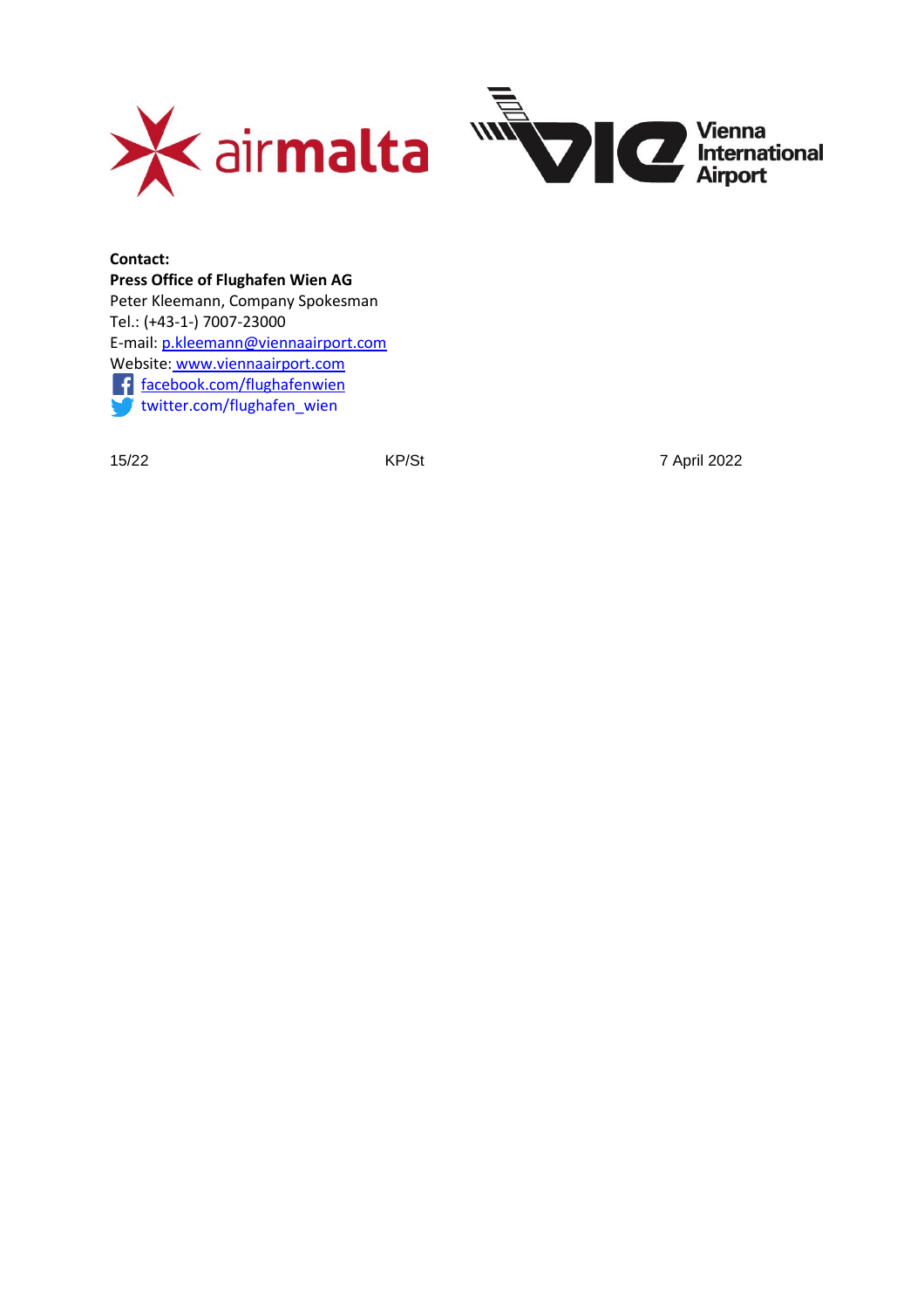**Contact:**
**Press Office of Flughafen Wien AG**
Peter Kleemann, Company Spokesman
Tel.: (+43-1-) 7007-23000
E-mail: p.kleemann@viennaairport.com
Website: www.viennaairport.com
facebook.com/flughafenwien
twitter.com/flughafen_wien

15/22 KP/St 7 April 2022